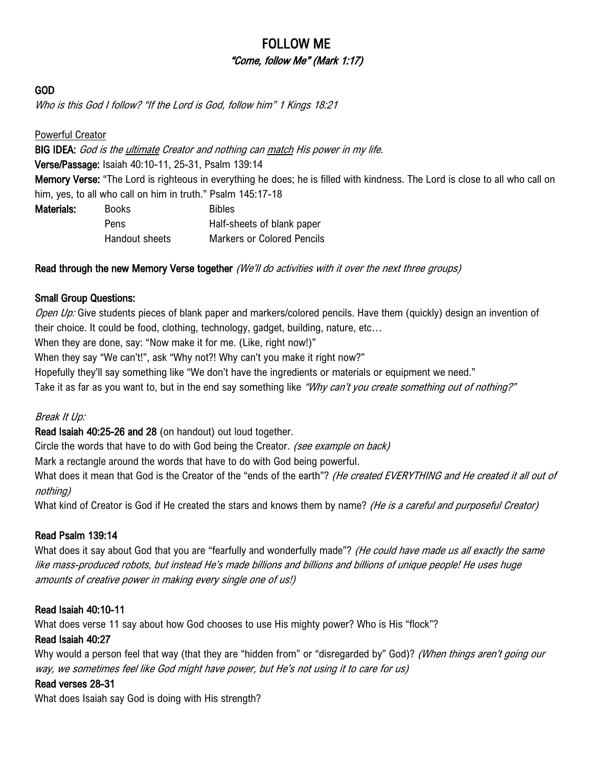# FOLLOW ME

### *"Come, follow Me" (Mark 1:17)*

## GOD

*Who is this God I follow? "If the Lord is God, follow him" 1 Kings 18:21*

Powerful Creator

**BIG IDEA:** *God is the ultimate Creator and nothing can match His power in my life.*

**Verse/Passage:** Isaiah 40:10-11, 25-31, Psalm 139:14

**Memory Verse:** "The Lord is righteous in everything he does; he is filled with kindness. The Lord is close to all who call on him, yes, to all who call on him in truth." Psalm 145:17-18

| **Materials:** | Books | Bibles |
| --- | --- | --- |
| | Pens | Half-sheets of blank paper |
| | Handout sheets | Markers or Colored Pencils |

**Read through the new Memory Verse together** *(We'll do activities with it over the next three groups)*

**Small Group Questions:**

*Open Up:* Give students pieces of blank paper and markers/colored pencils. Have them (quickly) design an invention of their choice. It could be food, clothing, technology, gadget, building, nature, etc…

When they are done, say: "Now make it for me. (Like, right now!)"

When they say "We can't!", ask "Why not?! Why can't you make it right now?"

Hopefully they'll say something like "We don't have the ingredients or materials or equipment we need."

Take it as far as you want to, but in the end say something like *"Why can't you create something out of nothing?"*

*Break It Up:*

**Read Isaiah 40:25-26 and 28** (on handout) out loud together.

Circle the words that have to do with God being the Creator. *(see example on back)*

Mark a rectangle around the words that have to do with God being powerful.

What does it mean that God is the Creator of the "ends of the earth"? *(He created EVERYTHING and He created it all out of nothing)*

What kind of Creator is God if He created the stars and knows them by name? *(He is a careful and purposeful Creator)*

**Read Psalm 139:14**

What does it say about God that you are "fearfully and wonderfully made"? *(He could have made us all exactly the same like mass-produced robots, but instead He's made billions and billions and billions of unique people! He uses huge amounts of creative power in making every single one of us!)*

**Read Isaiah 40:10-11**

What does verse 11 say about how God chooses to use His mighty power? Who is His "flock"?

**Read Isaiah 40:27**

Why would a person feel that way (that they are "hidden from" or "disregarded by" God)? *(When things aren't going our way, we sometimes feel like God might have power, but He's not using it to care for us)*

**Read verses 28-31**

What does Isaiah say God is doing with His strength?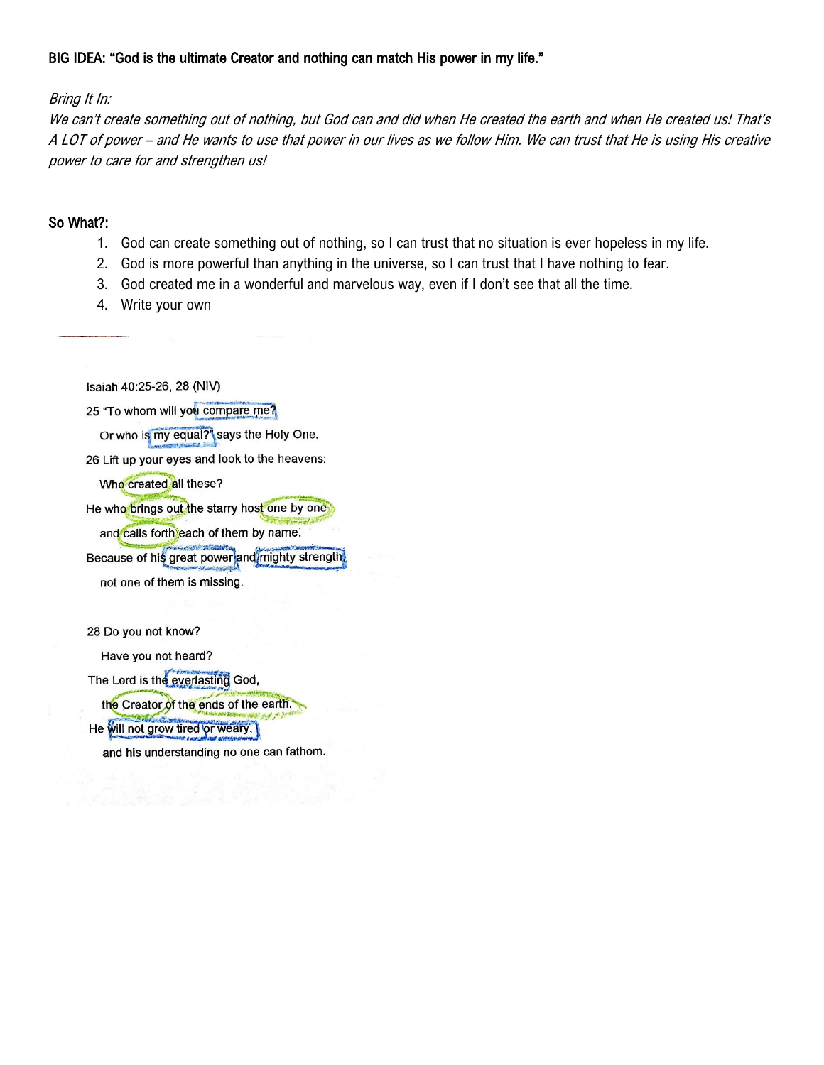**BIG IDEA: "God is the <u>ultimate</u> Creator and nothing can <u>match</u> His power in my life."**

*Bring It In:*

*We can't create something out of nothing, but God can and did when He created the earth and when He created us! That's A LOT of power – and He wants to use that power in our lives as we follow Him. We can trust that He is using His creative power to care for and strengthen us!*

**So What?:**

1. God can create something out of nothing, so I can trust that no situation is ever hopeless in my life.
2. God is more powerful than anything in the universe, so I can trust that I have nothing to fear.
3. God created me in a wonderful and marvelous way, even if I don't see that all the time.
4. Write your own

Isaiah 40:25-26, 28 (NIV)

25 "To whom will you compare me?
Or who is my equal?" says the Holy One.
26 Lift up your eyes and look to the heavens:
Who created all these?
He who brings out the starry host one by one
and calls forth each of them by name.
Because of his great power and mighty strength,
not one of them is missing.

28 Do you not know?
Have you not heard?
The Lord is the everlasting God,
the Creator of the ends of the earth.
He will not grow tired or weary,
and his understanding no one can fathom.